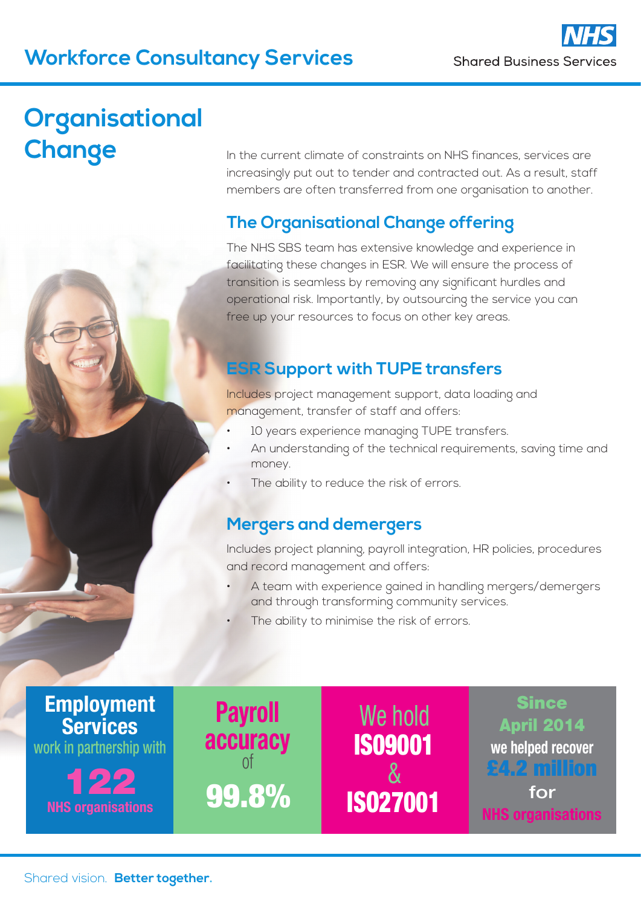Workforce Consultancy Services

NHS Shared Business Services

# Organisational Change

In the current climate of constraints on NHS finances, services are increasingly put out to tender and contracted out. As a result, staff members are often transferred from one organisation to another.

## The Organisational Change offering

The NHS SBS team has extensive knowledge and experience in facilitating these changes in ESR. We will ensure the process of transition is seamless by removing any significant hurdles and operational risk. Importantly, by outsourcing the service you can free up your resources to focus on other key areas.

## ESR Support with TUPE transfers

Includes project management support, data loading and management, transfer of staff and offers:

- 10 years experience managing TUPE transfers.
- An understanding of the technical requirements, saving time and money.
- The ability to reduce the risk of errors.

## Mergers and demergers

Includes project planning, payroll integration, HR policies, procedures and record management and offers:

- A team with experience gained in handling mergers/demergers and through transforming community services.
- The ability to minimise the risk of errors.

**Employment Services** work in partnership with **122** NHS organisations

**Payroll accuracy** of **99.8%**

We hold **IS09001** & **IS027001**

**Since April 2014** we helped recover **£4.2 million** for **NHS organisations**

Shared vision. **Better together.**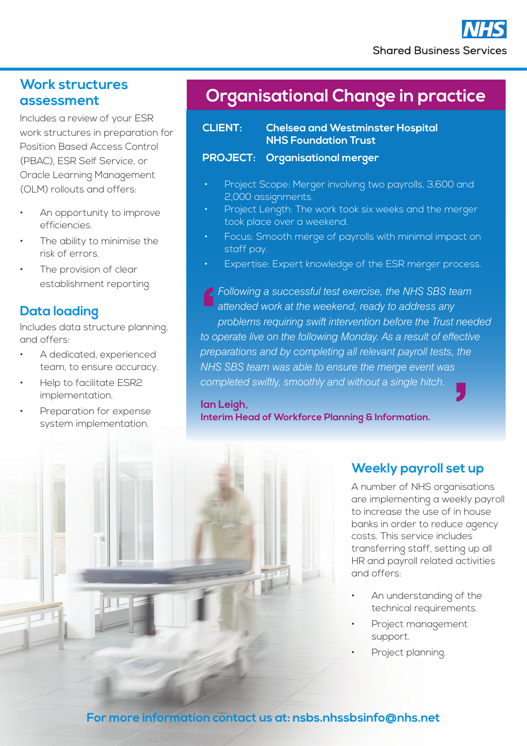## Work structures assessment

Includes a review of your ESR work structures in preparation for Position Based Access Control (PBAC), ESR Self Service, or Oracle Learning Management (OLM) rollouts and offers:

- An opportunity to improve efficiencies.
- The ability to minimise the risk of errors.
- The provision of clear establishment reporting.

## Data loading

Includes data structure planning, and offers:

- A dedicated, experienced team, to ensure accuracy.
- Help to facilitate ESR2 implementation.
- Preparation for expense system implementation.

# Organisational Change in practice

**CLIENT:** **Chelsea and Westminster Hospital NHS Foundation Trust**

**PROJECT:** **Organisational merger**

- Project Scope: Merger involving two payrolls, 3,600 and 2,000 assignments.
- Project Length: The work took six weeks and the merger took place over a weekend.
- Focus: Smooth merge of payrolls with minimal impact on staff pay.
- Expertise: Expert knowledge of the ESR merger process.

> *Following a successful test exercise, the NHS SBS team attended work at the weekend, ready to address any problems requiring swift intervention before the Trust needed to operate live on the following Monday. As a result of effective preparations and by completing all relevant payroll tests, the NHS SBS team was able to ensure the merge event was completed swiftly, smoothly and without a single hitch.*

**Ian Leigh,**
**Interim Head of Workforce Planning & Information.**

## Weekly payroll set up

A number of NHS organisations are implementing a weekly payroll to increase the use of in house banks in order to reduce agency costs. This service includes transferring staff, setting up all HR and payroll related activities and offers:

- An understanding of the technical requirements.
- Project management support.
- Project planning.

**For more information contact us at: nsbs.nhssbsinfo@nhs.net**